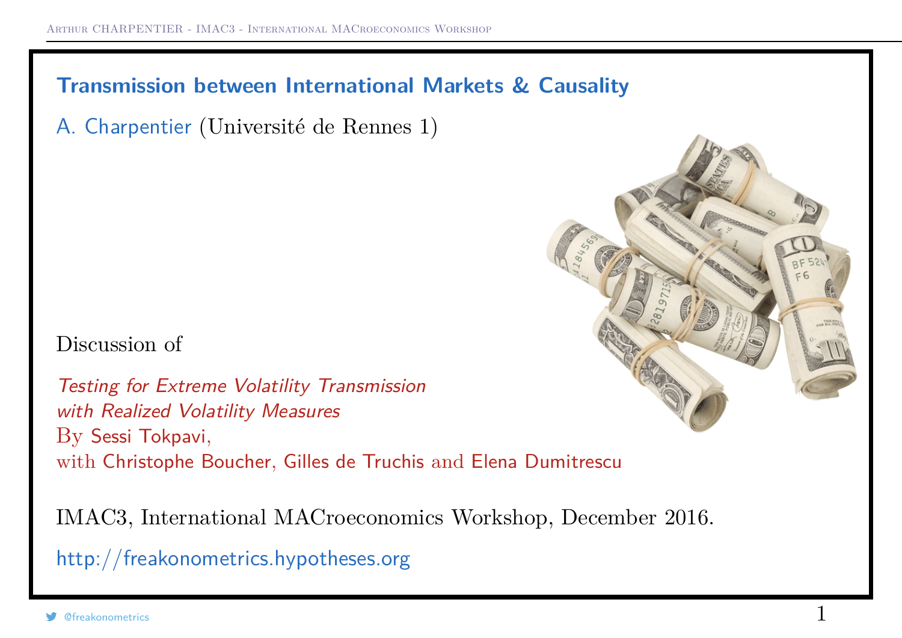# Transmission between International Markets & Causality

A. Charpentier (Université de Rennes 1)

Discussion of

*Testing for Extreme Volatility Transmission with Realized Volatility Measures*

By Sessi Tokpavi,

with Christophe Boucher, Gilles de Truchis and Elena Dumitrescu

IMAC3, International MACroeconomics Workshop, December 2016.

http://freakonometrics.hypotheses.org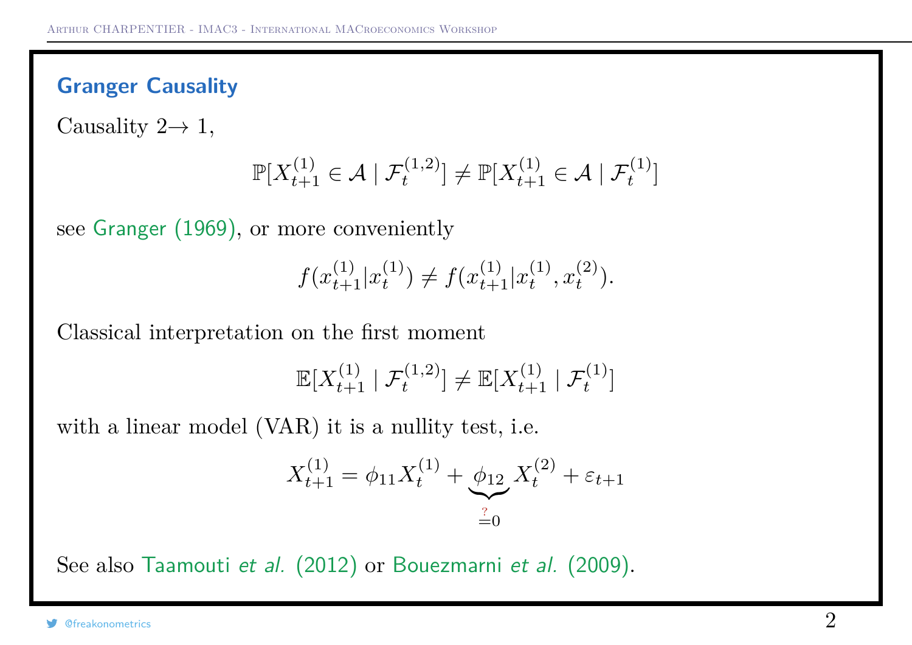## Granger Causality

Causality $2 \rightarrow 1$,

$$\mathbb{P}[X_{t+1}^{(1)} \in \mathcal{A} \mid \mathcal{F}_t^{(1,2)}] \neq \mathbb{P}[X_{t+1}^{(1)} \in \mathcal{A} \mid \mathcal{F}_t^{(1)}]$$

see Granger (1969), or more conveniently

$$f(x_{t+1}^{(1)} | x_t^{(1)}) \neq f(x_{t+1}^{(1)} | x_t^{(1)}, x_t^{(2)}).$$

Classical interpretation on the first moment

$$\mathbb{E}[X_{t+1}^{(1)} \mid \mathcal{F}_t^{(1,2)}] \neq \mathbb{E}[X_{t+1}^{(1)} \mid \mathcal{F}_t^{(1)}]$$

with a linear model (VAR) it is a nullity test, i.e.

$$X_{t+1}^{(1)} = \phi_{11} X_t^{(1)} + \underbrace{\phi_{12}}_{\overset{?}{=}0} X_t^{(2)} + \varepsilon_{t+1}$$

See also Taamouti *et al.* (2012) or Bouezmarni *et al.* (2009).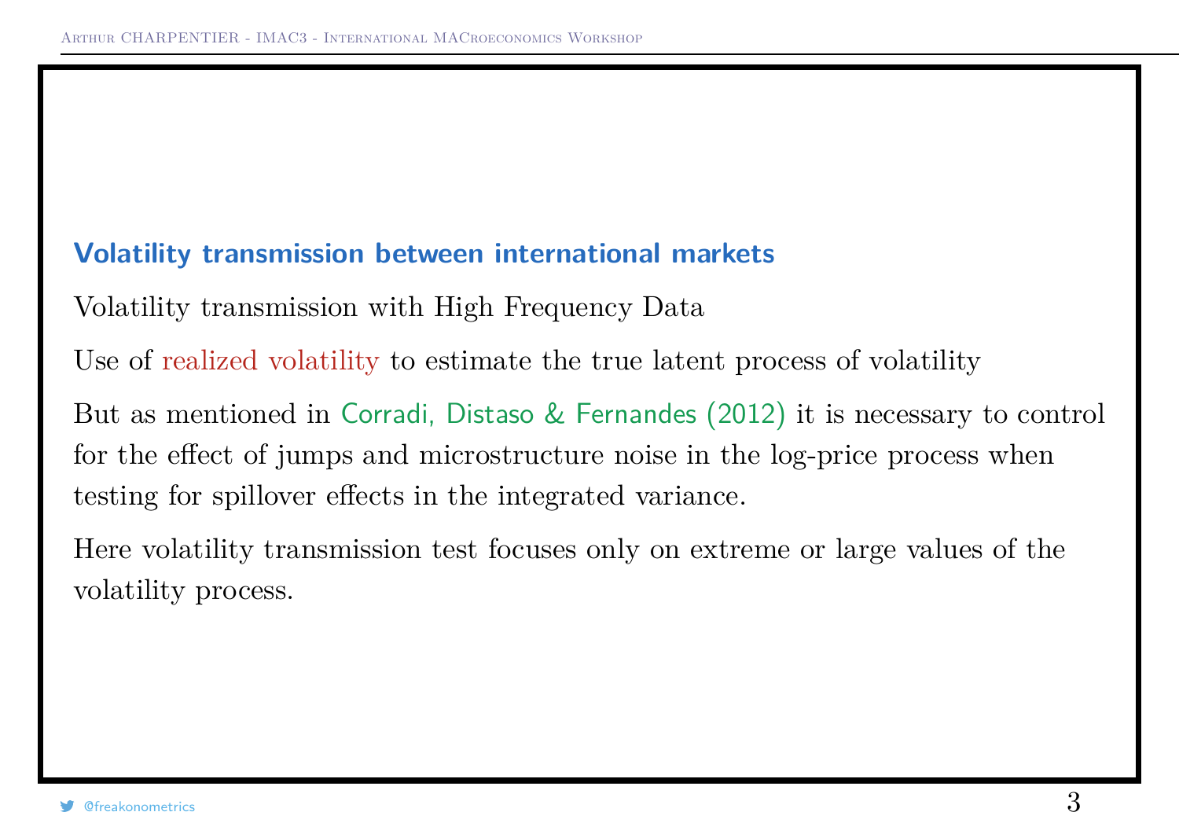## Volatility transmission between international markets

Volatility transmission with High Frequency Data

Use of realized volatility to estimate the true latent process of volatility

But as mentioned in Corradi, Distaso & Fernandes (2012) it is necessary to control for the effect of jumps and microstructure noise in the log-price process when testing for spillover effects in the integrated variance.

Here volatility transmission test focuses only on extreme or large values of the volatility process.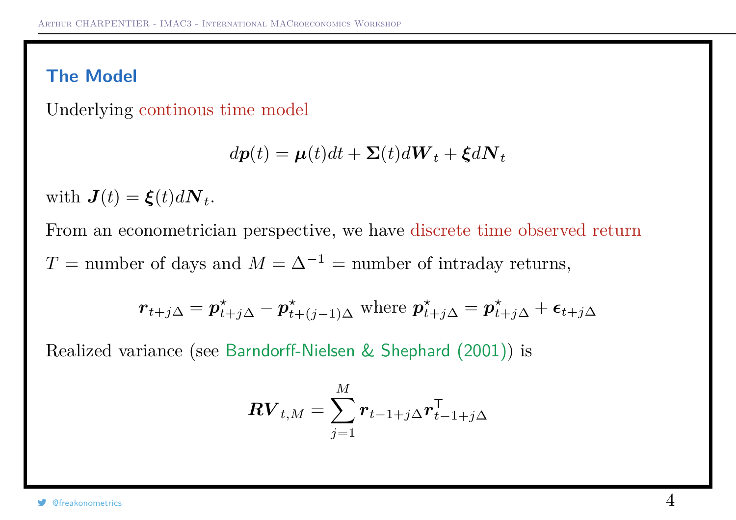## The Model

Underlying continous time model

$$d\boldsymbol{p}(t) = \boldsymbol{\mu}(t)dt + \boldsymbol{\Sigma}(t)d\boldsymbol{W}_t + \boldsymbol{\xi}d\boldsymbol{N}_t$$

with $\boldsymbol{J}(t) = \boldsymbol{\xi}(t)d\boldsymbol{N}_t$.

From an econometrician perspective, we have discrete time observed return

$T$ = number of days and $M = \Delta^{-1}$ = number of intraday returns,

$$\boldsymbol{r}_{t+j\Delta} = \boldsymbol{p}^{\star}_{t+j\Delta} - \boldsymbol{p}^{\star}_{t+(j-1)\Delta} \text{ where } \boldsymbol{p}^{\star}_{t+j\Delta} = \boldsymbol{p}^{\star}_{t+j\Delta} + \boldsymbol{\epsilon}_{t+j\Delta}$$

Realized variance (see Barndorff-Nielsen & Shephard (2001)) is

$$\boldsymbol{RV}_{t,M} = \sum_{j=1}^{M} \boldsymbol{r}_{t-1+j\Delta}\boldsymbol{r}^{\mathsf{T}}_{t-1+j\Delta}$$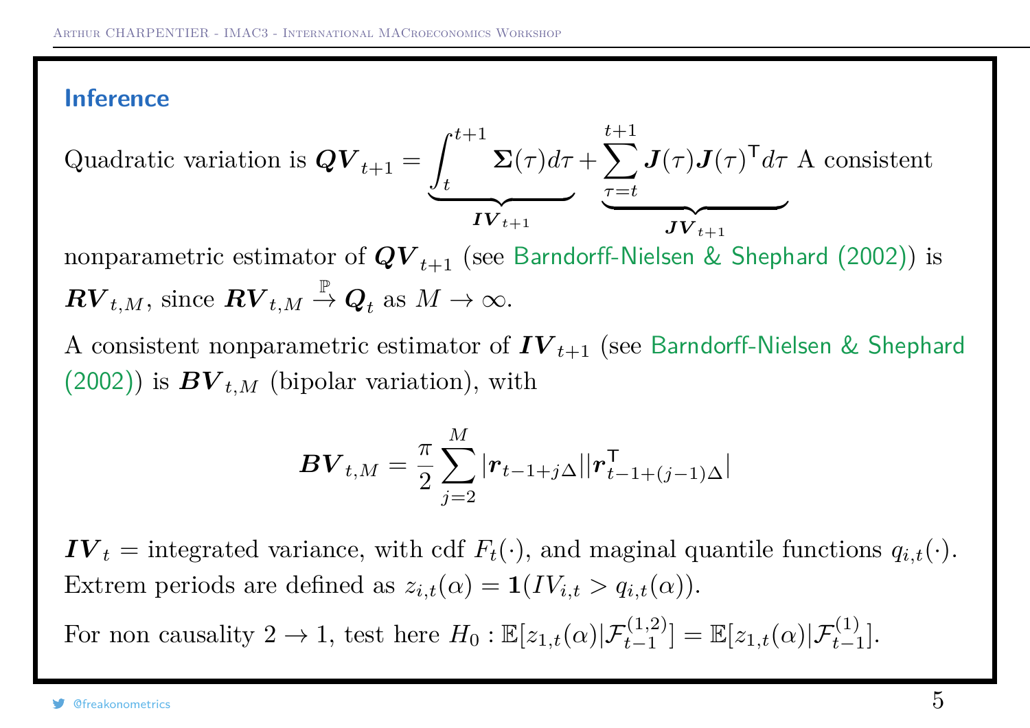## Inference

Quadratic variation is $\boldsymbol{QV}_{t+1} = \underbrace{\int_t^{t+1} \boldsymbol{\Sigma}(\tau)d\tau}_{\boldsymbol{IV}_{t+1}} + \underbrace{\sum_{\tau=t}^{t+1} \boldsymbol{J}(\tau)\boldsymbol{J}(\tau)^{\mathsf{T}}d\tau}_{\boldsymbol{JV}_{t+1}}$ A consistent nonparametric estimator of $\boldsymbol{QV}_{t+1}$ (see Barndorff-Nielsen & Shephard (2002)) is $\boldsymbol{RV}_{t,M}$, since $\boldsymbol{RV}_{t,M} \overset{\mathbb{P}}{\to} \boldsymbol{Q}_t$ as $M \to \infty$.

A consistent nonparametric estimator of $\boldsymbol{IV}_{t+1}$ (see Barndorff-Nielsen & Shephard (2002)) is $\boldsymbol{BV}_{t,M}$ (bipolar variation), with

$$\boldsymbol{BV}_{t,M} = \frac{\pi}{2}\sum_{j=2}^{M} |\boldsymbol{r}_{t-1+j\Delta}||\boldsymbol{r}^{\mathsf{T}}_{t-1+(j-1)\Delta}|$$

$\boldsymbol{IV}_t$ = integrated variance, with cdf $F_t(\cdot)$, and maginal quantile functions $q_{i,t}(\cdot)$. Extrem periods are defined as $z_{i,t}(\alpha) = \mathbf{1}(IV_{i,t} > q_{i,t}(\alpha))$.

For non causality $2 \to 1$, test here $H_0 : \mathbb{E}[z_{1,t}(\alpha)|\mathcal{F}_{t-1}^{(1,2)}] = \mathbb{E}[z_{1,t}(\alpha)|\mathcal{F}_{t-1}^{(1)}]$.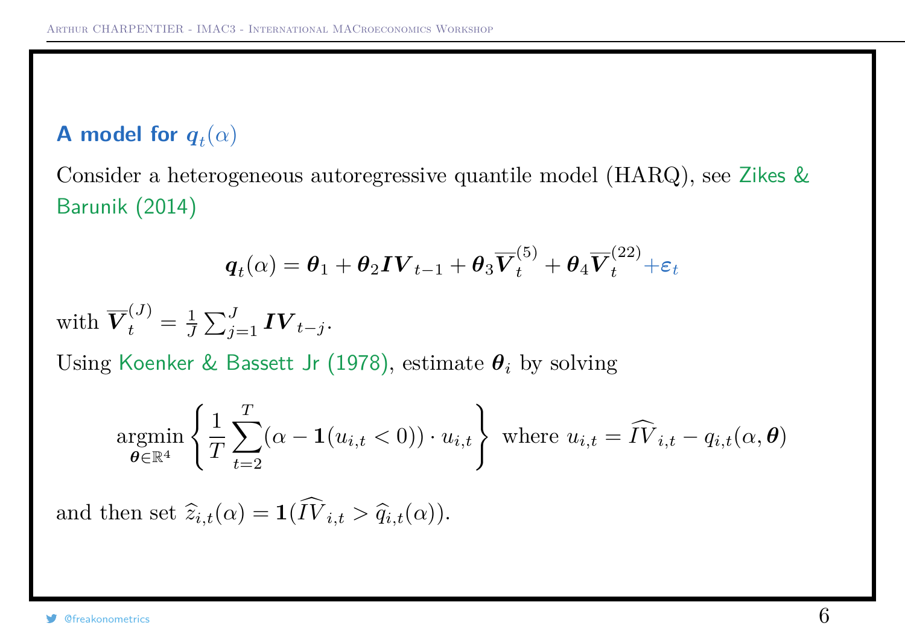### A model for $q_t(\alpha)$

Consider a heterogeneous autoregressive quantile model (HARQ), see Zikes & Barunik (2014)

$$
\boldsymbol{q}_t(\alpha) = \boldsymbol{\theta}_1 + \boldsymbol{\theta}_2 \boldsymbol{IV}_{t-1} + \boldsymbol{\theta}_3 \overline{\boldsymbol{V}}_t^{(5)} + \boldsymbol{\theta}_4 \overline{\boldsymbol{V}}_t^{(22)} + \varepsilon_t
$$

with $\overline{\boldsymbol{V}}_t^{(J)} = \frac{1}{J}\sum_{j=1}^{J} \boldsymbol{IV}_{t-j}$.

Using Koenker & Bassett Jr (1978), estimate $\boldsymbol{\theta}_i$ by solving

$$
\underset{\boldsymbol{\theta}\in\mathbb{R}^4}{\text{argmin}} \left\{ \frac{1}{T} \sum_{t=2}^{T} (\alpha - \mathbf{1}(u_{i,t} < 0)) \cdot u_{i,t} \right\} \text{ where } u_{i,t} = \widehat{IV}_{i,t} - q_{i,t}(\alpha, \boldsymbol{\theta})
$$

and then set $\widehat{z}_{i,t}(\alpha) = \mathbf{1}(\widehat{IV}_{i,t} > \widehat{q}_{i,t}(\alpha))$.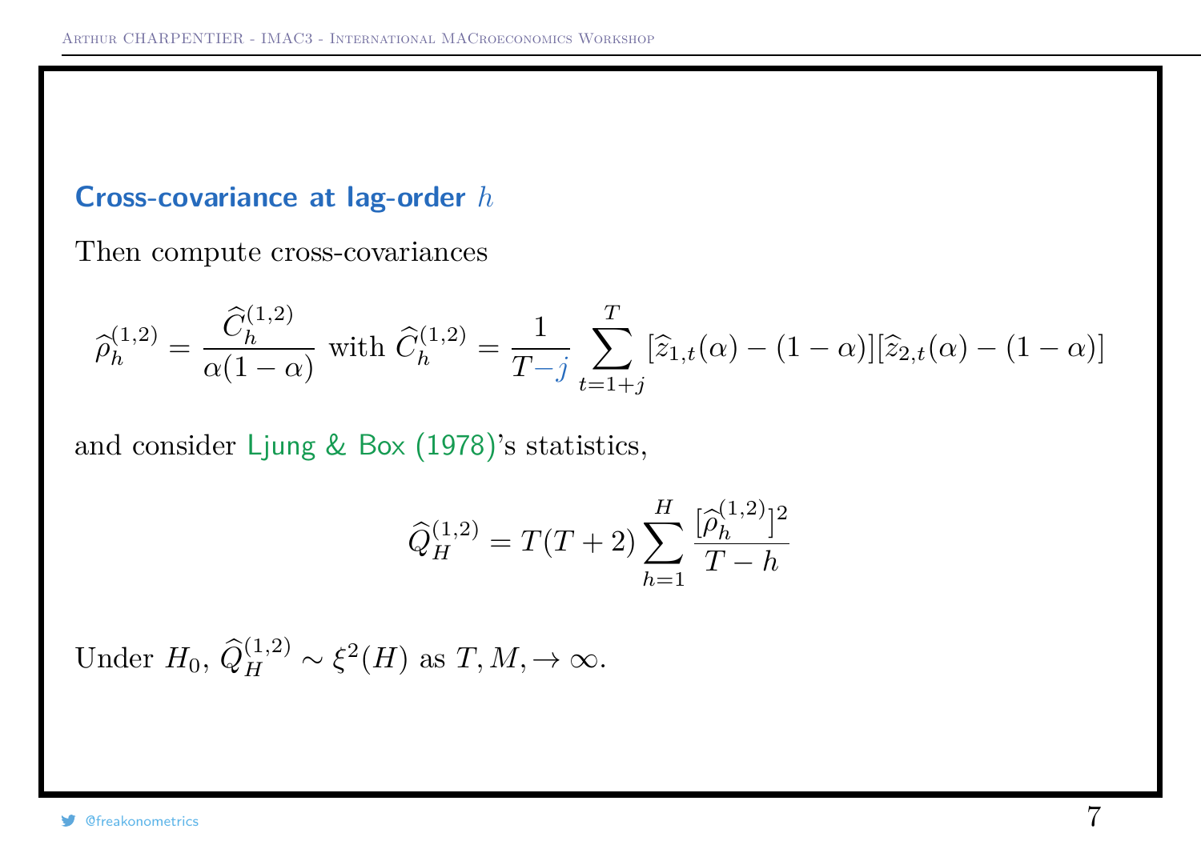### Cross-covariance at lag-order $h$

Then compute cross-covariances

$$\widehat{\rho}_h^{(1,2)} = \frac{\widehat{C}_h^{(1,2)}}{\alpha(1-\alpha)} \text{ with } \widehat{C}_h^{(1,2)} = \frac{1}{T-j} \sum_{t=1+j}^{T} [\widehat{z}_{1,t}(\alpha) - (1-\alpha)][\widehat{z}_{2,t}(\alpha) - (1-\alpha)]$$

and consider Ljung & Box (1978)'s statistics,

$$\widehat{Q}_H^{(1,2)} = T(T+2) \sum_{h=1}^{H} \frac{[\widehat{\rho}_h^{(1,2)}]^2}{T-h}$$

Under $H_0$, $\widehat{Q}_H^{(1,2)} \sim \xi^2(H)$ as $T, M, \to \infty$.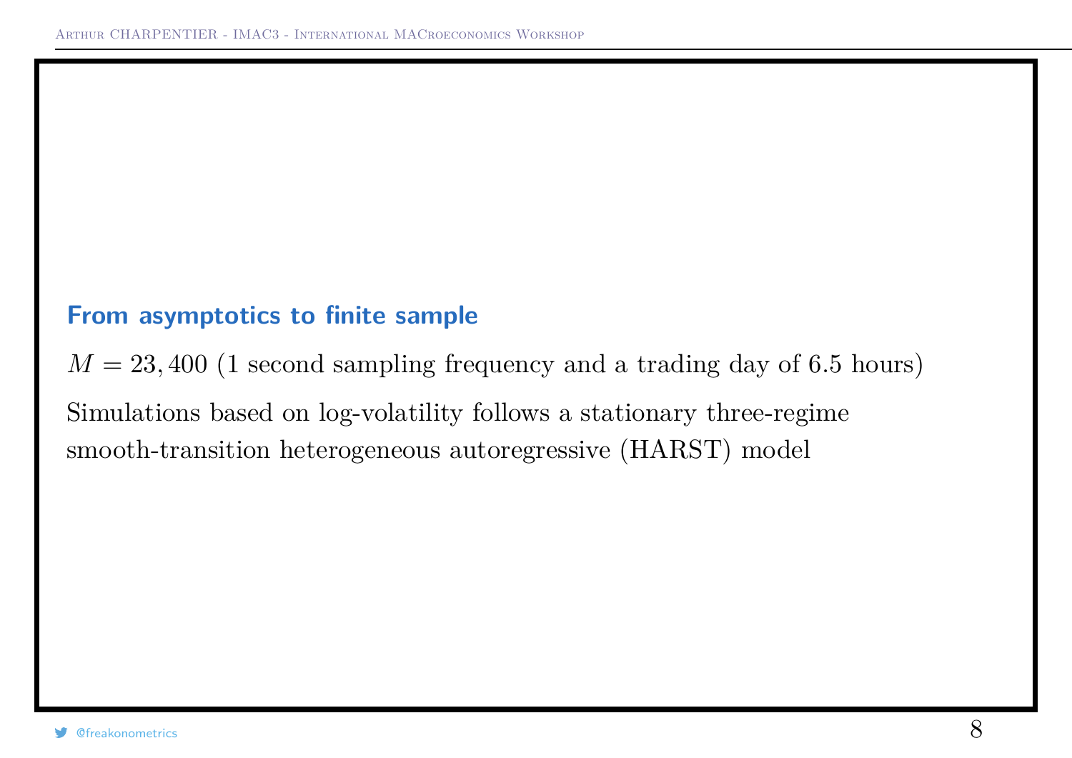### From asymptotics to finite sample

$M = 23,400$ (1 second sampling frequency and a trading day of 6.5 hours)

Simulations based on log-volatility follows a stationary three-regime smooth-transition heterogeneous autoregressive (HARST) model